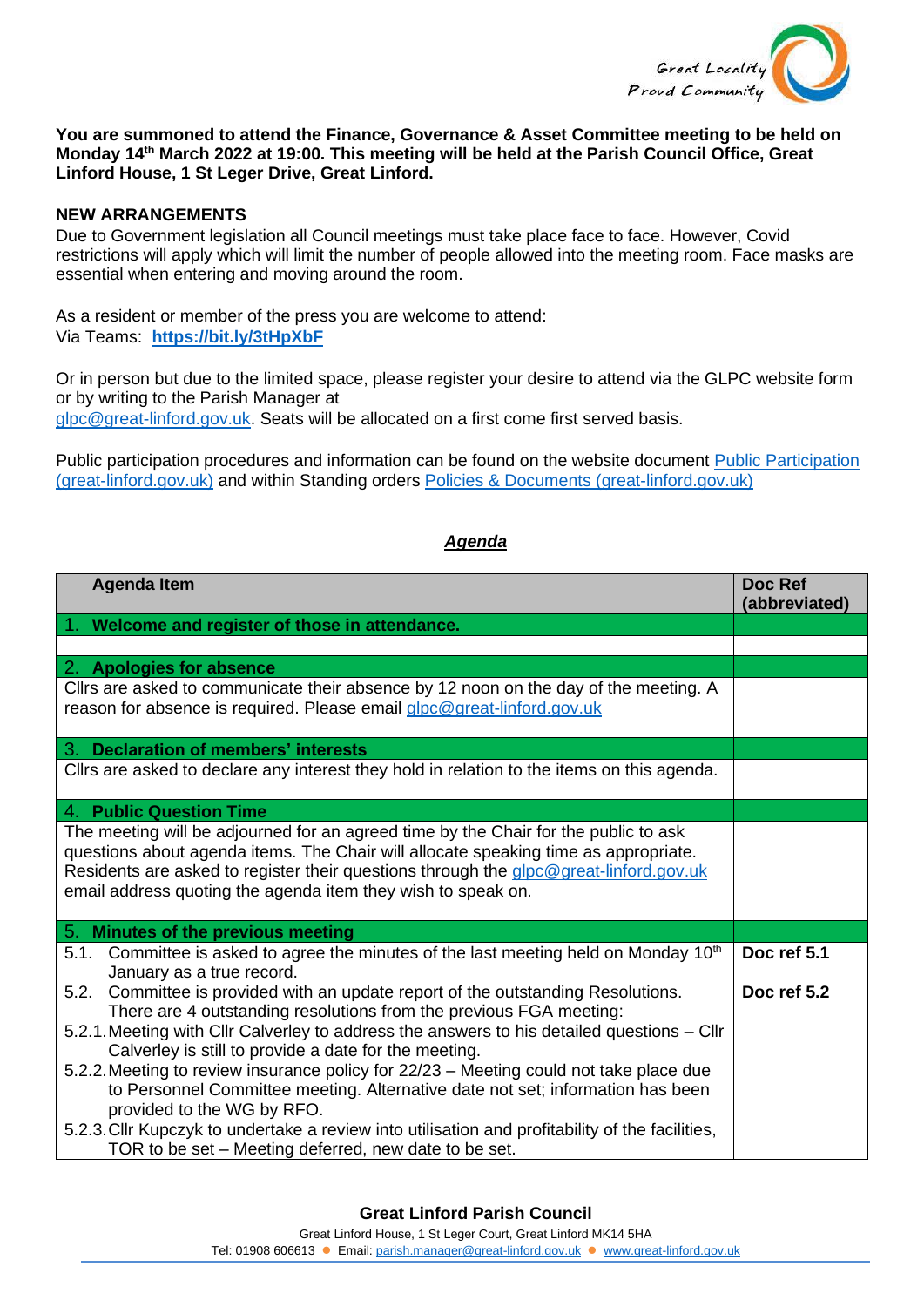Great Locality
Proud Community

**You are summoned to attend the Finance, Governance & Asset Committee meeting to be held on Monday 14th March 2022 at 19:00. This meeting will be held at the Parish Council Office, Great Linford House, 1 St Leger Drive, Great Linford.**

**NEW ARRANGEMENTS**

Due to Government legislation all Council meetings must take place face to face. However, Covid restrictions will apply which will limit the number of people allowed into the meeting room. Face masks are essential when entering and moving around the room.

As a resident or member of the press you are welcome to attend:
Via Teams: **https://bit.ly/3tHpXbF**

Or in person but due to the limited space, please register your desire to attend via the GLPC website form or by writing to the Parish Manager at glpc@great-linford.gov.uk. Seats will be allocated on a first come first served basis.

Public participation procedures and information can be found on the website document Public Participation (great-linford.gov.uk) and within Standing orders Policies & Documents (great-linford.gov.uk)

***Agenda***

| Agenda Item | Doc Ref (abbreviated) |
|---|---|
| **1. Welcome and register of those in attendance.** | |
| | |
| **2. Apologies for absence** | |
| Cllrs are asked to communicate their absence by 12 noon on the day of the meeting. A reason for absence is required. Please email glpc@great-linford.gov.uk | |
| **3. Declaration of members' interests** | |
| Cllrs are asked to declare any interest they hold in relation to the items on this agenda. | |
| **4. Public Question Time** | |
| The meeting will be adjourned for an agreed time by the Chair for the public to ask questions about agenda items. The Chair will allocate speaking time as appropriate. Residents are asked to register their questions through the glpc@great-linford.gov.uk email address quoting the agenda item they wish to speak on. | |
| **5. Minutes of the previous meeting** | |
| 5.1. Committee is asked to agree the minutes of the last meeting held on Monday 10th January as a true record. | **Doc ref 5.1** |
| 5.2. Committee is provided with an update report of the outstanding Resolutions. There are 4 outstanding resolutions from the previous FGA meeting:<br>5.2.1. Meeting with Cllr Calverley to address the answers to his detailed questions – Cllr Calverley is still to provide a date for the meeting.<br>5.2.2. Meeting to review insurance policy for 22/23 – Meeting could not take place due to Personnel Committee meeting. Alternative date not set; information has been provided to the WG by RFO.<br>5.2.3. Cllr Kupczyk to undertake a review into utilisation and profitability of the facilities, TOR to be set – Meeting deferred, new date to be set. | **Doc ref 5.2** |

**Great Linford Parish Council**
Great Linford House, 1 St Leger Court, Great Linford MK14 5HA
Tel: 01908 606613 ● Email: parish.manager@great-linford.gov.uk ● www.great-linford.gov.uk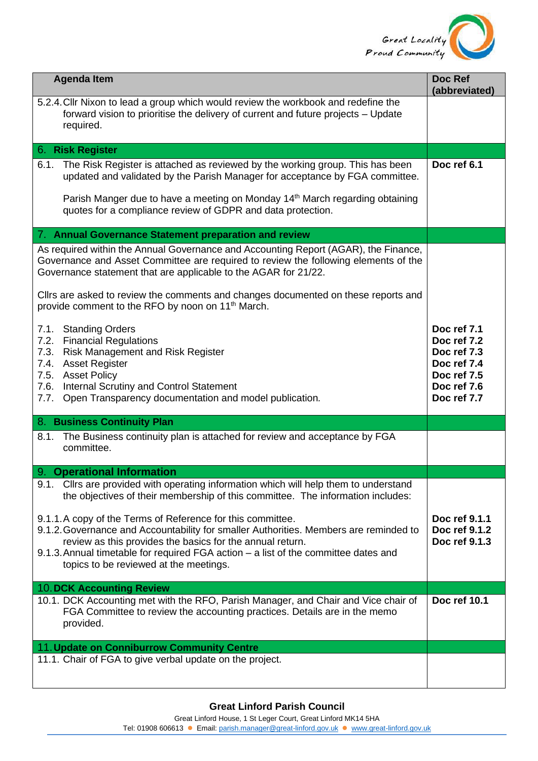| Agenda Item | Doc Ref (abbreviated) |
| --- | --- |
| 5.2.4. Cllr Nixon to lead a group which would review the workbook and redefine the forward vision to prioritise the delivery of current and future projects – Update required. | |
| **6. Risk Register** | |
| 6.1. The Risk Register is attached as reviewed by the working group. This has been updated and validated by the Parish Manager for acceptance by FGA committee.<br><br>Parish Manger due to have a meeting on Monday 14th March regarding obtaining quotes for a compliance review of GDPR and data protection. | **Doc ref 6.1** |
| **7. Annual Governance Statement preparation and review** | |
| As required within the Annual Governance and Accounting Report (AGAR), the Finance, Governance and Asset Committee are required to review the following elements of the Governance statement that are applicable to the AGAR for 21/22.<br><br>Cllrs are asked to review the comments and changes documented on these reports and provide comment to the RFO by noon on 11th March. | |
| 7.1. Standing Orders | **Doc ref 7.1** |
| 7.2. Financial Regulations | **Doc ref 7.2** |
| 7.3. Risk Management and Risk Register | **Doc ref 7.3** |
| 7.4. Asset Register | **Doc ref 7.4** |
| 7.5. Asset Policy | **Doc ref 7.5** |
| 7.6. Internal Scrutiny and Control Statement | **Doc ref 7.6** |
| 7.7. Open Transparency documentation and model publication. | **Doc ref 7.7** |
| **8. Business Continuity Plan** | |
| 8.1. The Business continuity plan is attached for review and acceptance by FGA committee. | |
| **9. Operational Information** | |
| 9.1. Cllrs are provided with operating information which will help them to understand the objectives of their membership of this committee. The information includes: | |
| 9.1.1. A copy of the Terms of Reference for this committee. | **Doc ref 9.1.1** |
| 9.1.2. Governance and Accountability for smaller Authorities. Members are reminded to review as this provides the basics for the annual return. | **Doc ref 9.1.2** |
| 9.1.3. Annual timetable for required FGA action – a list of the committee dates and topics to be reviewed at the meetings. | **Doc ref 9.1.3** |
| **10. DCK Accounting Review** | |
| 10.1. DCK Accounting met with the RFO, Parish Manager, and Chair and Vice chair of FGA Committee to review the accounting practices. Details are in the memo provided. | **Doc ref 10.1** |
| **11. Update on Conniburrow Community Centre** | |
| 11.1. Chair of FGA to give verbal update on the project. | |

**Great Linford Parish Council**

Great Linford House, 1 St Leger Court, Great Linford MK14 5HA

Tel: 01908 606613 ● Email: parish.manager@great-linford.gov.uk ● www.great-linford.gov.uk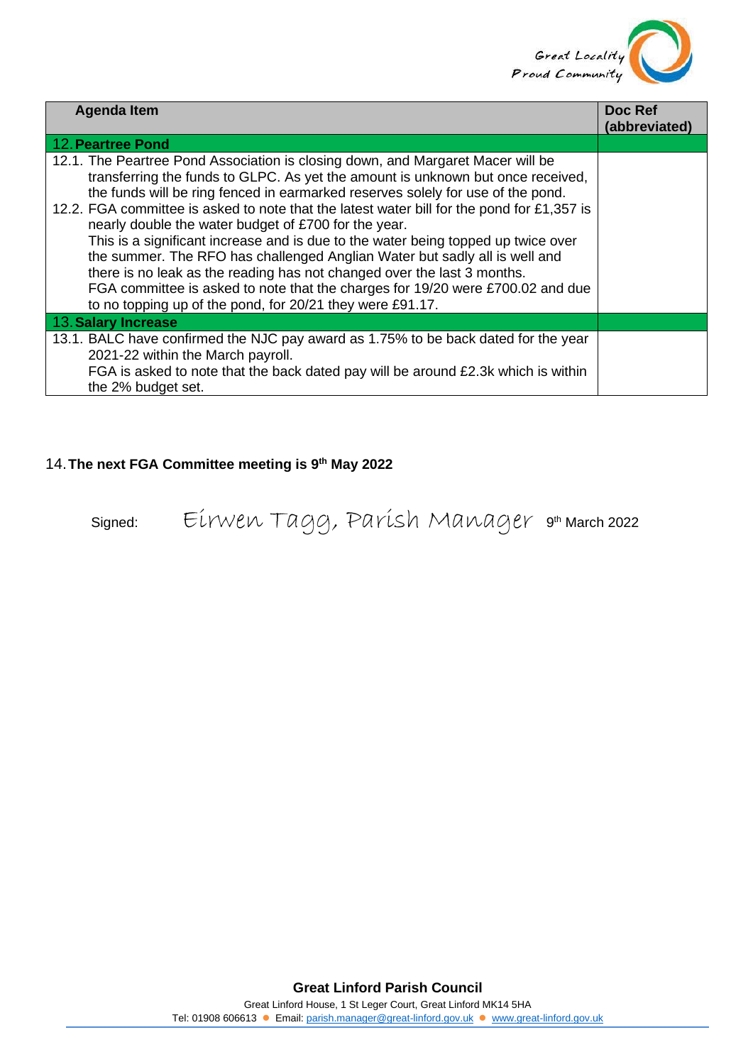| Agenda Item | Doc Ref (abbreviated) |
|---|---|
| **12. Peartree Pond** | |
| 12.1. The Peartree Pond Association is closing down, and Margaret Macer will be transferring the funds to GLPC. As yet the amount is unknown but once received, the funds will be ring fenced in earmarked reserves solely for use of the pond.<br>12.2. FGA committee is asked to note that the latest water bill for the pond for £1,357 is nearly double the water budget of £700 for the year.<br>This is a significant increase and is due to the water being topped up twice over the summer. The RFO has challenged Anglian Water but sadly all is well and there is no leak as the reading has not changed over the last 3 months.<br>FGA committee is asked to note that the charges for 19/20 were £700.02 and due to no topping up of the pond, for 20/21 they were £91.17. | |
| **13. Salary Increase** | |
| 13.1. BALC have confirmed the NJC pay award as 1.75% to be back dated for the year 2021-22 within the March payroll.<br>FGA is asked to note that the back dated pay will be around £2.3k which is within the 2% budget set. | |

14. **The next FGA Committee meeting is 9th May 2022**

Signed: Eirwen Tagg, Parish Manager 9th March 2022

**Great Linford Parish Council**

Great Linford House, 1 St Leger Court, Great Linford MK14 5HA
Tel: 01908 606613 ● Email: parish.manager@great-linford.gov.uk ● www.great-linford.gov.uk